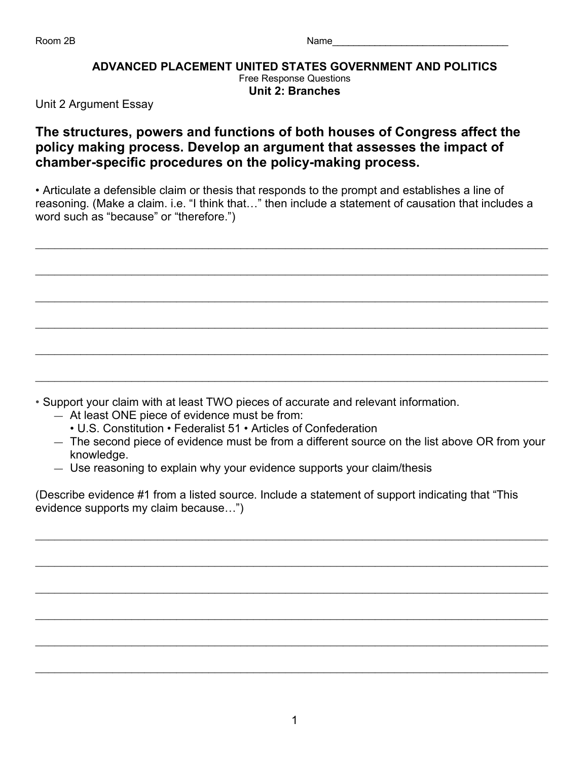Room 2B Name________________________________

**ADVANCED PLACEMENT UNITED STATES GOVERNMENT AND POLITICS**

Free Response Questions

**Unit 2: Branches**

Unit 2 Argument Essay

## The structures, powers and functions of both houses of Congress affect the policy making process. Develop an argument that assesses the impact of chamber-specific procedures on the policy-making process.

• Articulate a defensible claim or thesis that responds to the prompt and establishes a line of reasoning. (Make a claim. i.e. "I think that…" then include a statement of causation that includes a word such as "because" or "therefore.")

________________________________________________________________________________

________________________________________________________________________________

________________________________________________________________________________

________________________________________________________________________________

________________________________________________________________________________

________________________________________________________________________________

• Support your claim with at least TWO pieces of accurate and relevant information.
  - At least ONE piece of evidence must be from:
    - U.S. Constitution • Federalist 51 • Articles of Confederation
  - The second piece of evidence must be from a different source on the list above OR from your knowledge.
  - Use reasoning to explain why your evidence supports your claim/thesis

(Describe evidence #1 from a listed source. Include a statement of support indicating that "This evidence supports my claim because…")

________________________________________________________________________________

________________________________________________________________________________

________________________________________________________________________________

________________________________________________________________________________

________________________________________________________________________________

________________________________________________________________________________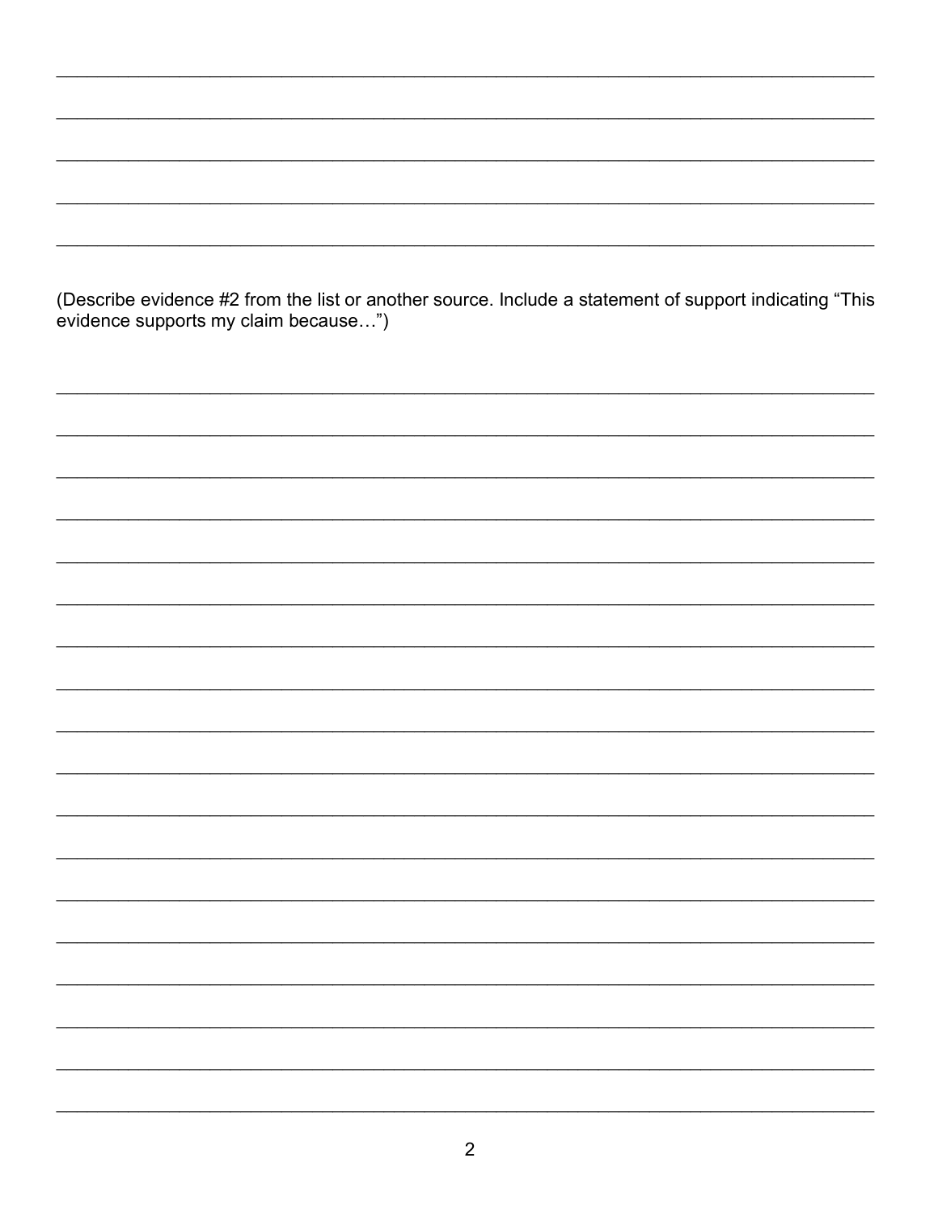(Describe evidence #2 from the list or another source. Include a statement of support indicating "This evidence supports my claim because…")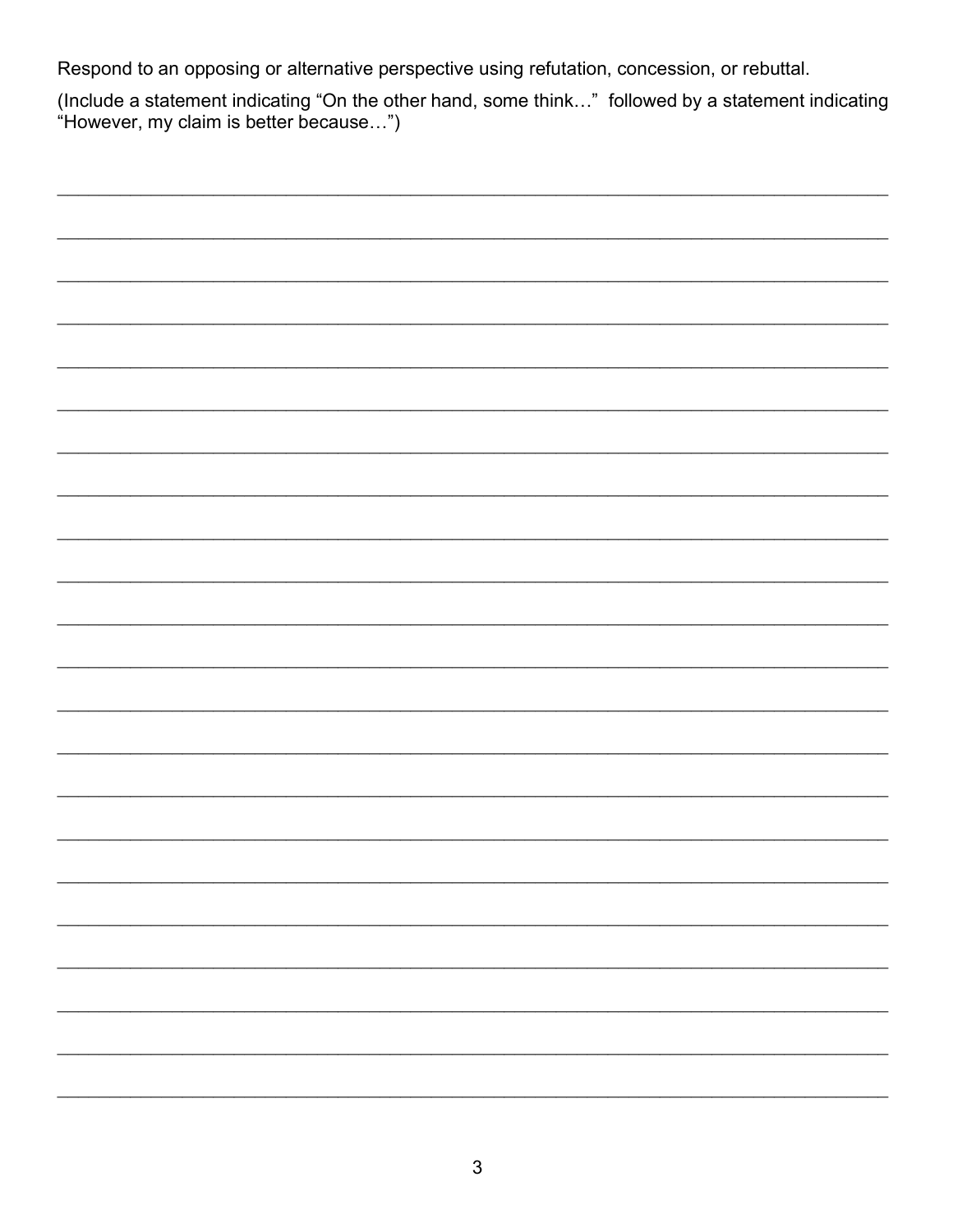Respond to an opposing or alternative perspective using refutation, concession, or rebuttal.

(Include a statement indicating "On the other hand, some think…" followed by a statement indicating "However, my claim is better because…")

______________________________________________________________________________

______________________________________________________________________________

______________________________________________________________________________

______________________________________________________________________________

______________________________________________________________________________

______________________________________________________________________________

______________________________________________________________________________

______________________________________________________________________________

______________________________________________________________________________

______________________________________________________________________________

______________________________________________________________________________

______________________________________________________________________________

______________________________________________________________________________

______________________________________________________________________________

______________________________________________________________________________

______________________________________________________________________________

______________________________________________________________________________

______________________________________________________________________________

______________________________________________________________________________

______________________________________________________________________________

______________________________________________________________________________

______________________________________________________________________________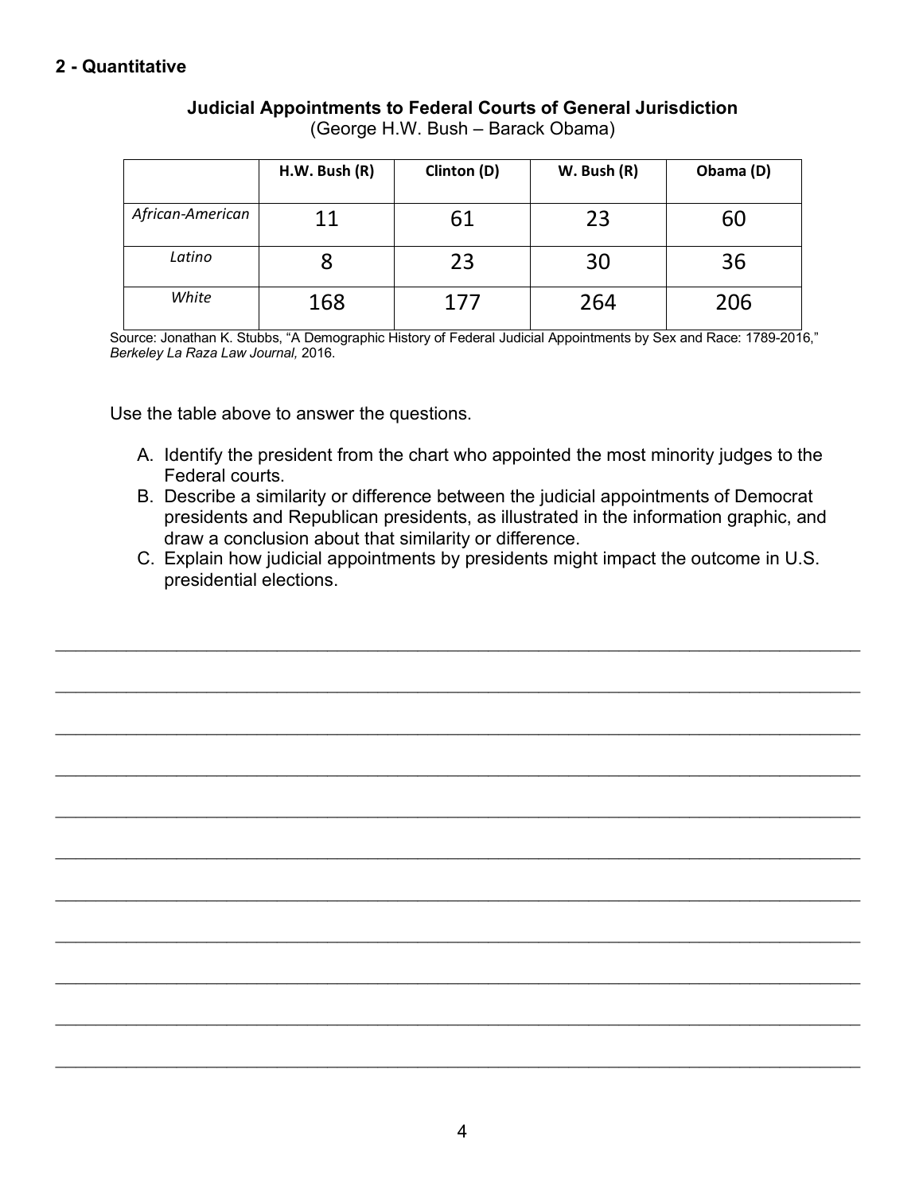**2 - Quantitative**

**Judicial Appointments to Federal Courts of General Jurisdiction**
(George H.W. Bush – Barack Obama)

| | H.W. Bush (R) | Clinton (D) | W. Bush (R) | Obama (D) |
|---|---|---|---|---|
| *African-American* | 11 | 61 | 23 | 60 |
| *Latino* | 8 | 23 | 30 | 36 |
| *White* | 168 | 177 | 264 | 206 |

Source: Jonathan K. Stubbs, "A Demographic History of Federal Judicial Appointments by Sex and Race: 1789-2016," *Berkeley La Raza Law Journal,* 2016.

Use the table above to answer the questions.

A. Identify the president from the chart who appointed the most minority judges to the Federal courts.
B. Describe a similarity or difference between the judicial appointments of Democrat presidents and Republican presidents, as illustrated in the information graphic, and draw a conclusion about that similarity or difference.
C. Explain how judicial appointments by presidents might impact the outcome in U.S. presidential elections.

___________________________________________________________________________

___________________________________________________________________________

___________________________________________________________________________

___________________________________________________________________________

___________________________________________________________________________

___________________________________________________________________________

___________________________________________________________________________

___________________________________________________________________________

___________________________________________________________________________

___________________________________________________________________________

___________________________________________________________________________